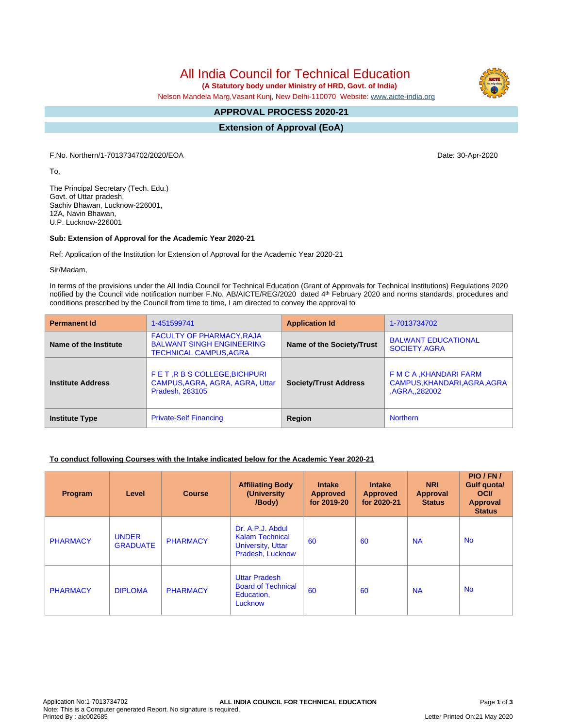# All India Council for Technical Education

**(A Statutory body under Ministry of HRD, Govt. of India)**

Nelson Mandela Marg,Vasant Kunj, New Delhi-110070 Website: www.aicte-india.org

## APPROVAL PROCESS 2020-21

## Extension of Approval (EoA)

F.No. Northern/1-7013734702/2020/EOA

Date: 30-Apr-2020

To,

The Principal Secretary (Tech. Edu.)
Govt. of Uttar pradesh,
Sachiv Bhawan, Lucknow-226001,
12A, Navin Bhawan,
U.P. Lucknow-226001

**Sub: Extension of Approval for the Academic Year 2020-21**

Ref: Application of the Institution for Extension of Approval for the Academic Year 2020-21

Sir/Madam,

In terms of the provisions under the All India Council for Technical Education (Grant of Approvals for Technical Institutions) Regulations 2020 notified by the Council vide notification number F.No. AB/AICTE/REG/2020 dated 4th February 2020 and norms standards, procedures and conditions prescribed by the Council from time to time, I am directed to convey the approval to

| **Permanent Id** | 1-451599741 | **Application Id** | 1-7013734702 |
|---|---|---|---|
| **Name of the Institute** | FACULTY OF PHARMACY,RAJA BALWANT SINGH ENGINEERING TECHNICAL CAMPUS,AGRA | **Name of the Society/Trust** | BALWANT EDUCATIONAL SOCIETY,AGRA |
| **Institute Address** | F E T ,R B S COLLEGE,BICHPURI CAMPUS,AGRA, AGRA, AGRA, Uttar Pradesh, 283105 | **Society/Trust Address** | F M C A ,KHANDARI FARM CAMPUS,KHANDARI,AGRA,AGRA ,AGRA,,282002 |
| **Institute Type** | Private-Self Financing | **Region** | Northern |

**To conduct following Courses with the Intake indicated below for the Academic Year 2020-21**

| Program | Level | Course | Affiliating Body (University /Body) | Intake Approved for 2019-20 | Intake Approved for 2020-21 | NRI Approval Status | PIO / FN / Gulf quota/ OCI/ Approval Status |
|---|---|---|---|---|---|---|---|
| PHARMACY | UNDER GRADUATE | PHARMACY | Dr. A.P.J. Abdul Kalam Technical University, Uttar Pradesh, Lucknow | 60 | 60 | NA | No |
| PHARMACY | DIPLOMA | PHARMACY | Uttar Pradesh Board of Technical Education, Lucknow | 60 | 60 | NA | No |

Application No:1-7013734702
Note: This is a Computer generated Report. No signature is required.
Printed By : aic002685

Letter Printed On:21 May 2020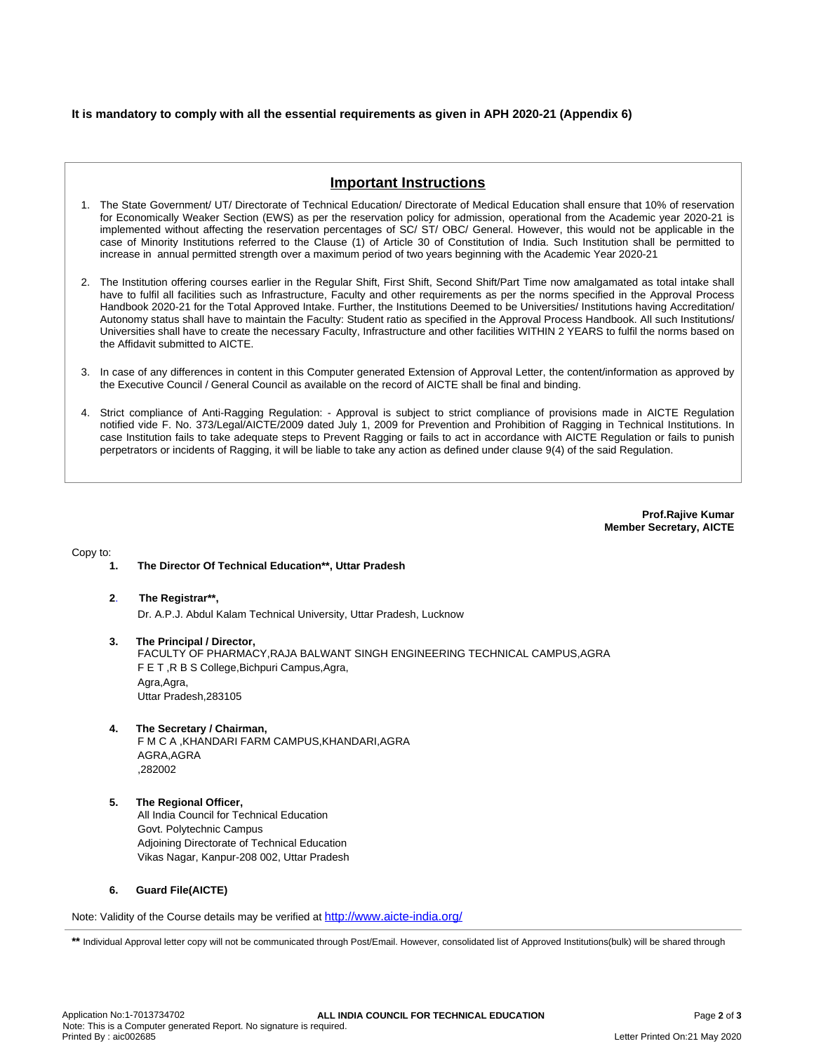**It is mandatory to comply with all the essential requirements as given in APH 2020-21 (Appendix 6)**

## Important Instructions

1. The State Government/ UT/ Directorate of Technical Education/ Directorate of Medical Education shall ensure that 10% of reservation for Economically Weaker Section (EWS) as per the reservation policy for admission, operational from the Academic year 2020-21 is implemented without affecting the reservation percentages of SC/ ST/ OBC/ General. However, this would not be applicable in the case of Minority Institutions referred to the Clause (1) of Article 30 of Constitution of India. Such Institution shall be permitted to increase in annual permitted strength over a maximum period of two years beginning with the Academic Year 2020-21

2. The Institution offering courses earlier in the Regular Shift, First Shift, Second Shift/Part Time now amalgamated as total intake shall have to fulfil all facilities such as Infrastructure, Faculty and other requirements as per the norms specified in the Approval Process Handbook 2020-21 for the Total Approved Intake. Further, the Institutions Deemed to be Universities/ Institutions having Accreditation/ Autonomy status shall have to maintain the Faculty: Student ratio as specified in the Approval Process Handbook. All such Institutions/ Universities shall have to create the necessary Faculty, Infrastructure and other facilities WITHIN 2 YEARS to fulfil the norms based on the Affidavit submitted to AICTE.

3. In case of any differences in content in this Computer generated Extension of Approval Letter, the content/information as approved by the Executive Council / General Council as available on the record of AICTE shall be final and binding.

4. Strict compliance of Anti-Ragging Regulation: - Approval is subject to strict compliance of provisions made in AICTE Regulation notified vide F. No. 373/Legal/AICTE/2009 dated July 1, 2009 for Prevention and Prohibition of Ragging in Technical Institutions. In case Institution fails to take adequate steps to Prevent Ragging or fails to act in accordance with AICTE Regulation or fails to punish perpetrators or incidents of Ragging, it will be liable to take any action as defined under clause 9(4) of the said Regulation.

**Prof.Rajive Kumar**
**Member Secretary, AICTE**

Copy to:

1. **The Director Of Technical Education\*\*, Uttar Pradesh**

2. **The Registrar\*\*,**
   Dr. A.P.J. Abdul Kalam Technical University, Uttar Pradesh, Lucknow

3. **The Principal / Director,**
   FACULTY OF PHARMACY,RAJA BALWANT SINGH ENGINEERING TECHNICAL CAMPUS,AGRA
   F E T ,R B S College,Bichpuri Campus,Agra,
   Agra,Agra,
   Uttar Pradesh,283105

4. **The Secretary / Chairman,**
   F M C A ,KHANDARI FARM CAMPUS,KHANDARI,AGRA
   AGRA,AGRA
   ,282002

5. **The Regional Officer,**
   All India Council for Technical Education
   Govt. Polytechnic Campus
   Adjoining Directorate of Technical Education
   Vikas Nagar, Kanpur-208 002, Uttar Pradesh

6. **Guard File(AICTE)**

Note: Validity of the Course details may be verified at http://www.aicte-india.org/

**\*\*** Individual Approval letter copy will not be communicated through Post/Email. However, consolidated list of Approved Institutions(bulk) will be shared through

Application No:1-7013734702
Note: This is a Computer generated Report. No signature is required.
Printed By : aic002685
Letter Printed On:21 May 2020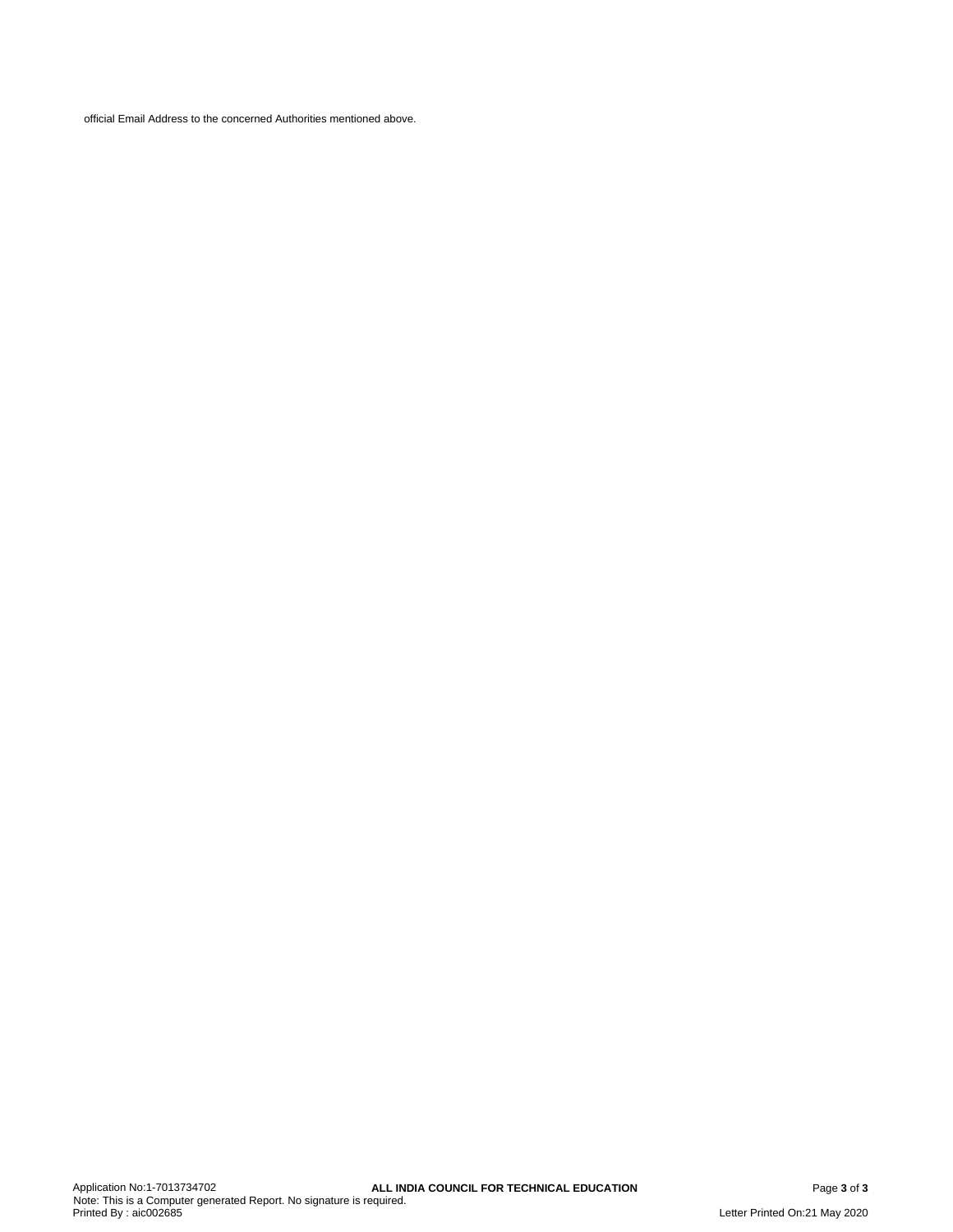official Email Address to the concerned Authorities mentioned above.